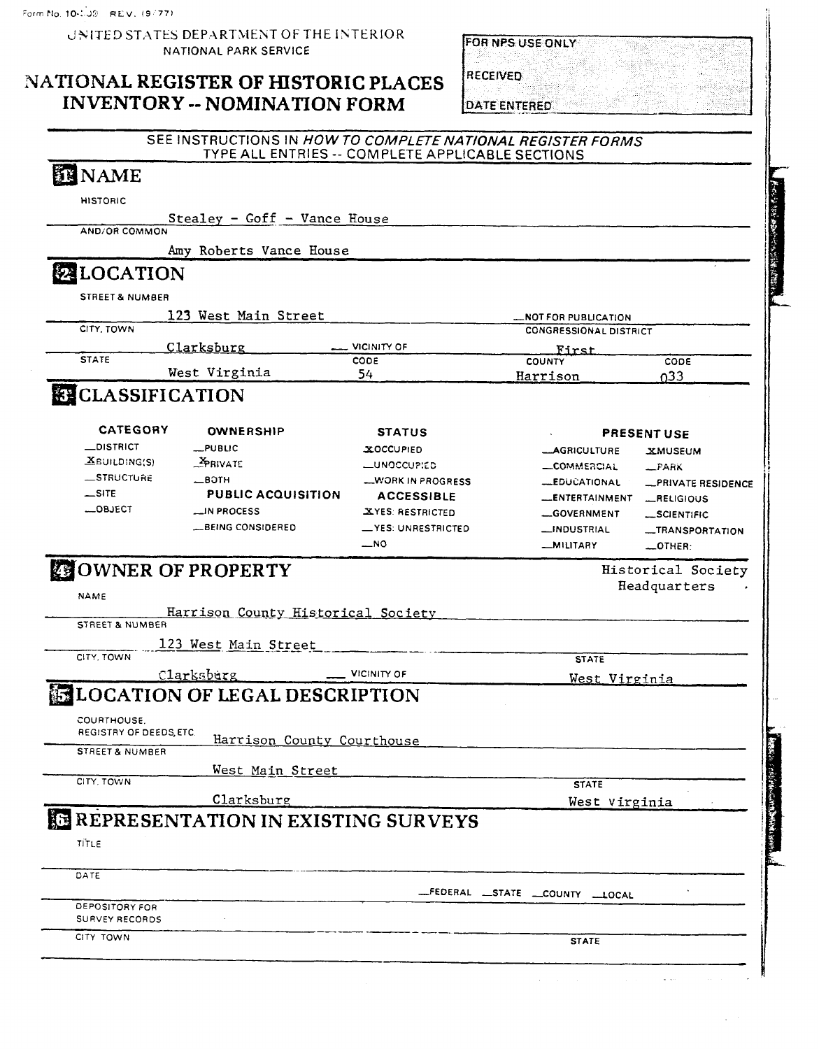Form No. 10-300 REV. (9/77)

UNITED STATES DEPARTMENT OF THE INTERIOR
NATIONAL PARK SERVICE

# NATIONAL REGISTER OF HISTORIC PLACES INVENTORY -- NOMINATION FORM

FOR NPS USE ONLY
RECEIVED
DATE ENTERED

SEE INSTRUCTIONS IN *HOW TO COMPLETE NATIONAL REGISTER FORMS*
TYPE ALL ENTRIES -- COMPLETE APPLICABLE SECTIONS

## 1 NAME

HISTORIC
Stealey - Goff - Vance House

AND/OR COMMON
Amy Roberts Vance House

## 2 LOCATION

STREET & NUMBER
123 West Main Street

__NOT FOR PUBLICATION

CITY, TOWN
Clarksburg __ VICINITY OF

CONGRESSIONAL DISTRICT
First

STATE
West Virginia

CODE
54

COUNTY
Harrison

CODE
033

## 3 CLASSIFICATION

| CATEGORY | OWNERSHIP | STATUS | PRESENT USE | |
|---|---|---|---|---|
| __DISTRICT | __PUBLIC | X OCCUPIED | __AGRICULTURE | X MUSEUM |
| X BUILDING(S) | X PRIVATE | __UNOCCUPIED | __COMMERCIAL | __PARK |
| __STRUCTURE | __BOTH | __WORK IN PROGRESS | __EDUCATIONAL | __PRIVATE RESIDENCE |
| __SITE | PUBLIC ACQUISITION | ACCESSIBLE | __ENTERTAINMENT | __RELIGIOUS |
| __OBJECT | __IN PROCESS | X YES: RESTRICTED | __GOVERNMENT | __SCIENTIFIC |
| | __BEING CONSIDERED | __YES: UNRESTRICTED | __INDUSTRIAL | __TRANSPORTATION |
| | | __NO | __MILITARY | __OTHER: Historical Society Headquarters |

## 4 OWNER OF PROPERTY

NAME
Harrison County Historical Society

STREET & NUMBER
123 West Main Street

CITY, TOWN
Clarksburg __ VICINITY OF

STATE
West Virginia

## 5 LOCATION OF LEGAL DESCRIPTION

COURTHOUSE, REGISTRY OF DEEDS, ETC.
Harrison County Courthouse

STREET & NUMBER
West Main Street

CITY, TOWN
Clarksburg

STATE
West Virginia

## 6 REPRESENTATION IN EXISTING SURVEYS

TITLE

DATE

__FEDERAL __STATE __COUNTY __LOCAL

DEPOSITORY FOR SURVEY RECORDS

CITY, TOWN

STATE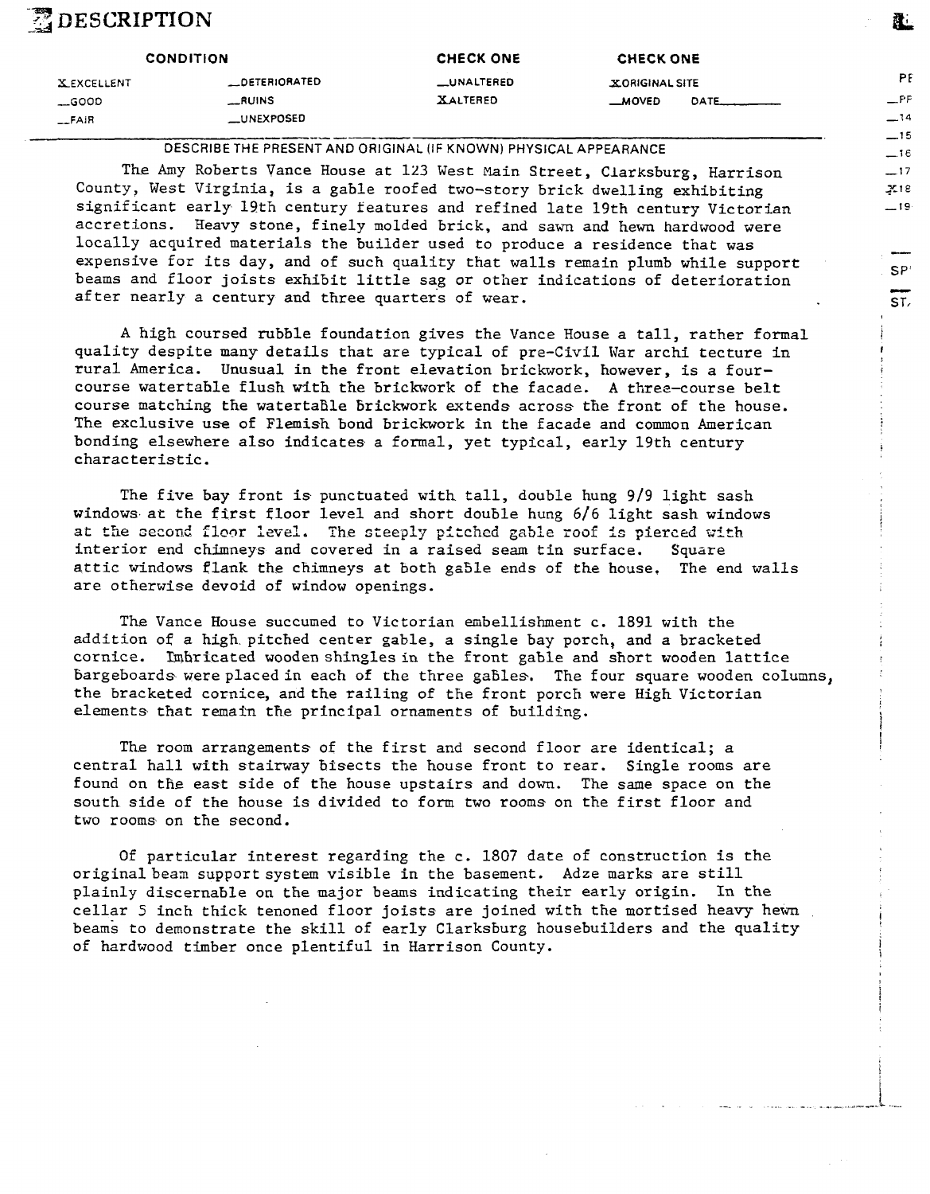# DESCRIPTION

| CONDITION | | CHECK ONE | CHECK ONE |
|---|---|---|---|
| X EXCELLENT | __DETERIORATED | __UNALTERED | X ORIGINAL SITE |
| __GOOD | __RUINS | X ALTERED | __MOVED DATE______ |
| __FAIR | __UNEXPOSED | | |

DESCRIBE THE PRESENT AND ORIGINAL (IF KNOWN) PHYSICAL APPEARANCE

The Amy Roberts Vance House at 123 West Main Street, Clarksburg, Harrison County, West Virginia, is a gable roofed two-story brick dwelling exhibiting significant early 19th century features and refined late 19th century Victorian accretions. Heavy stone, finely molded brick, and sawn and hewn hardwood were locally acquired materials the builder used to produce a residence that was expensive for its day, and of such quality that walls remain plumb while support beams and floor joists exhibit little sag or other indications of deterioration after nearly a century and three quarters of wear.

A high coursed rubble foundation gives the Vance House a tall, rather formal quality despite many details that are typical of pre-Civil War archi tecture in rural America. Unusual in the front elevation brickwork, however, is a four-course watertable flush with the brickwork of the facade. A three-course belt course matching the watertable brickwork extends across the front of the house. The exclusive use of Flemish bond brickwork in the facade and common American bonding elsewhere also indicates a formal, yet typical, early 19th century characteristic.

The five bay front is punctuated with tall, double hung 9/9 light sash windows at the first floor level and short double hung 6/6 light sash windows at the second floor level. The steeply pitched gable roof is pierced with interior end chimneys and covered in a raised seam tin surface. Square attic windows flank the chimneys at both gable ends of the house. The end walls are otherwise devoid of window openings.

The Vance House succumed to Victorian embellishment c. 1891 with the addition of a high pitched center gable, a single bay porch, and a bracketed cornice. Imbricated wooden shingles in the front gable and short wooden lattice bargeboards were placed in each of the three gables. The four square wooden columns, the bracketed cornice, and the railing of the front porch were High Victorian elements that remain the principal ornaments of building.

The room arrangements of the first and second floor are identical; a central hall with stairway bisects the house front to rear. Single rooms are found on the east side of the house upstairs and down. The same space on the south side of the house is divided to form two rooms on the first floor and two rooms on the second.

Of particular interest regarding the c. 1807 date of construction is the original beam support system visible in the basement. Adze marks are still plainly discernable on the major beams indicating their early origin. In the cellar 5 inch thick tenoned floor joists are joined with the mortised heavy hewn beams to demonstrate the skill of early Clarksburg housebuilders and the quality of hardwood timber once plentiful in Harrison County.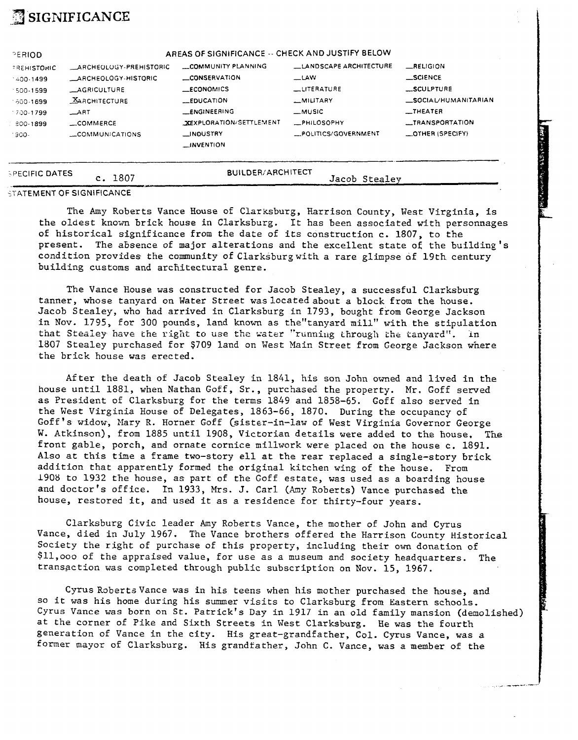# SIGNIFICANCE

| PERIOD | AREAS OF SIGNIFICANCE -- CHECK AND JUSTIFY BELOW | | | |
|---|---|---|---|---|
| PREHISTORIC | _ARCHEOLOGY-PREHISTORIC | _COMMUNITY PLANNING | _LANDSCAPE ARCHITECTURE | _RELIGION |
| 1400-1499 | _ARCHEOLOGY-HISTORIC | _CONSERVATION | _LAW | _SCIENCE |
| 1500-1599 | _AGRICULTURE | _ECONOMICS | _LITERATURE | _SCULPTURE |
| 1600-1699 | X ARCHITECTURE | _EDUCATION | _MILITARY | _SOCIAL/HUMANITARIAN |
| 1700-1799 | _ART | _ENGINEERING | _MUSIC | _THEATER |
| 1800-1899 | _COMMERCE | X EXPLORATION/SETTLEMENT | _PHILOSOPHY | _TRANSPORTATION |
| 1900- | _COMMUNICATIONS | _INDUSTRY | _POLITICS/GOVERNMENT | _OTHER (SPECIFY) |
| | | _INVENTION | | |

SPECIFIC DATES c. 1807 BUILDER/ARCHITECT Jacob Stealey

STATEMENT OF SIGNIFICANCE

The Amy Roberts Vance House of Clarksburg, Harrison County, West Virginia, is the oldest known brick house in Clarksburg. It has been associated with personnages of historical significance from the date of its construction c. 1807, to the present. The absence of major alterations and the excellent state of the building's condition provides the community of Clarksburg with a rare glimpse of 19th century building customs and architectural genre.

The Vance House was constructed for Jacob Stealey, a successful Clarksburg tanner, whose tanyard on Water Street was located about a block from the house. Jacob Stealey, who had arrived in Clarksburg in 1793, bought from George Jackson in Nov. 1795, for 300 pounds, land known as the"tanyard mill" with the stipulation that Stealey have the right to use the water "running through the tanyard". In 1807 Stealey purchased for $709 land on West Main Street from George Jackson where the brick house was erected.

After the death of Jacob Stealey in 1841, his son John owned and lived in the house until 1881, when Nathan Goff, Sr., purchased the property. Mr. Goff served as President of Clarksburg for the terms 1849 and 1858-65. Goff also served in the West Virginia House of Delegates, 1863-66, 1870. During the occupancy of Goff's widow, Mary R. Horner Goff (sister-in-law of West Virginia Governor George W. Atkinson), from 1885 until 1908, Victorian details were added to the house. The front gable, porch, and ornate cornice millwork were placed on the house c. 1891. Also at this time a frame two-story ell at the rear replaced a single-story brick addition that apparently formed the original kitchen wing of the house. From 1908 to 1932 the house, as part of the Goff estate, was used as a boarding house and doctor's office. In 1933, Mrs. J. Carl (Amy Roberts) Vance purchased the house, restored it, and used it as a residence for thirty-four years.

Clarksburg Civic leader Amy Roberts Vance, the mother of John and Cyrus Vance, died in July 1967. The Vance brothers offered the Harrison County Historical Society the right of purchase of this property, including their own donation of $11,ooo of the appraised value, for use as a museum and society headquarters. The transaction was completed through public subscription on Nov. 15, 1967.

Cyrus Roberts Vance was in his teens when his mother purchased the house, and so it was his home during his summer visits to Clarksburg from Eastern schools. Cyrus Vance was born on St. Patrick's Day in 1917 in an old family mansion (demolished) at the corner of Pike and Sixth Streets in West Clarksburg. He was the fourth generation of Vance in the city. His great-grandfather, Col. Cyrus Vance, was a former mayor of Clarksburg. His grandfather, John C. Vance, was a member of the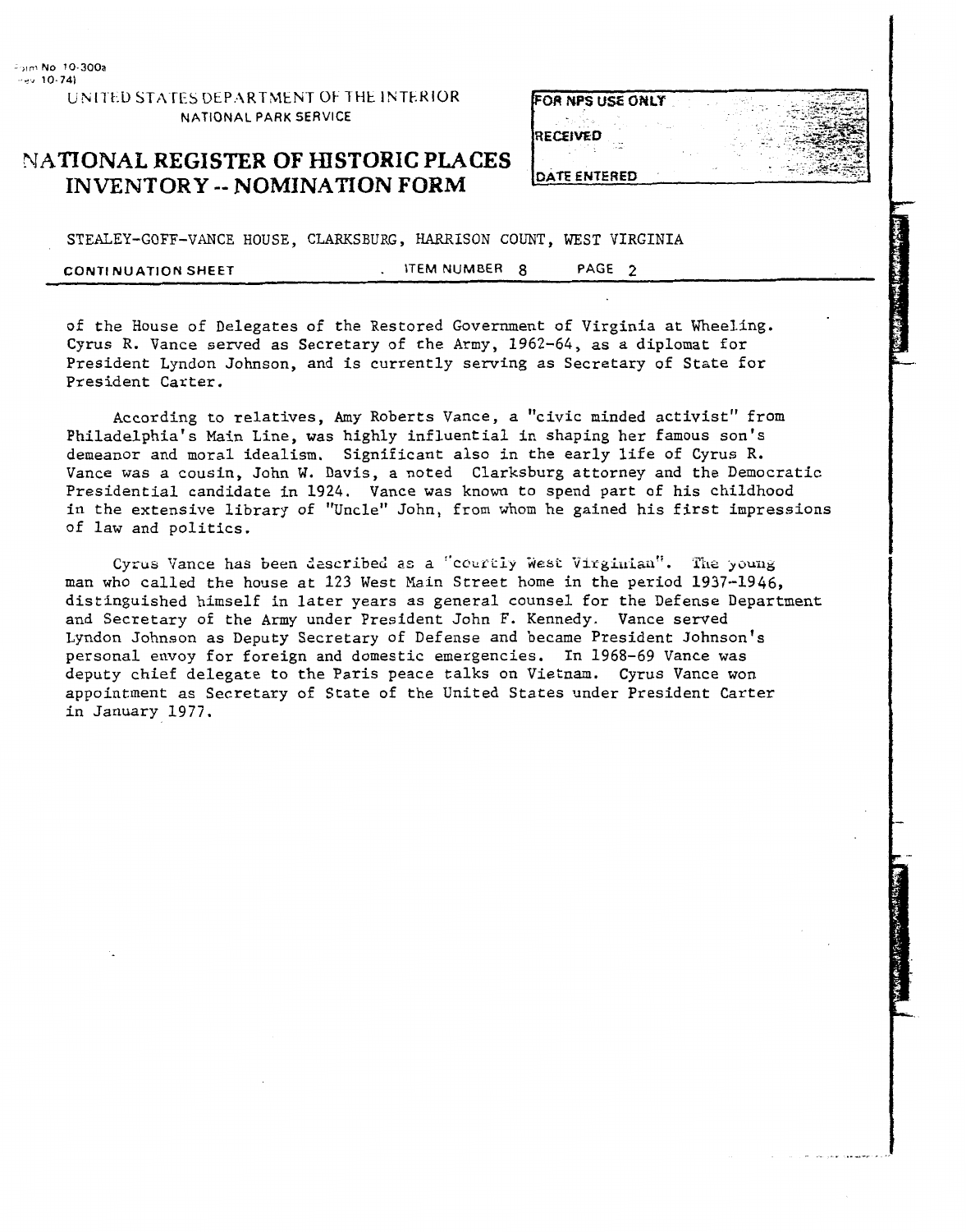Form No. 10-300a
(Rev. 10-74)

UNITED STATES DEPARTMENT OF THE INTERIOR
NATIONAL PARK SERVICE

# NATIONAL REGISTER OF HISTORIC PLACES INVENTORY -- NOMINATION FORM

| FOR NPS USE ONLY |
|---|
| RECEIVED |
| DATE ENTERED |

STEALEY-GOFF-VANCE HOUSE, CLARKSBURG, HARRISON COUNT, WEST VIRGINIA

CONTINUATION SHEET ITEM NUMBER 8 PAGE 2

---

of the House of Delegates of the Restored Government of Virginia at Wheeling. Cyrus R. Vance served as Secretary of the Army, 1962-64, as a diplomat for President Lyndon Johnson, and is currently serving as Secretary of State for President Carter.

According to relatives, Amy Roberts Vance, a "civic minded activist" from Philadelphia's Main Line, was highly influential in shaping her famous son's demeanor and moral idealism. Significant also in the early life of Cyrus R. Vance was a cousin, John W. Davis, a noted Clarksburg attorney and the Democratic Presidential candidate in 1924. Vance was known to spend part of his childhood in the extensive library of "Uncle" John, from whom he gained his first impressions of law and politics.

Cyrus Vance has been described as a "courtly West Virginian". The young man who called the house at 123 West Main Street home in the period 1937-1946, distinguished himself in later years as general counsel for the Defense Department and Secretary of the Army under President John F. Kennedy. Vance served Lyndon Johnson as Deputy Secretary of Defense and became President Johnson's personal envoy for foreign and domestic emergencies. In 1968-69 Vance was deputy chief delegate to the Paris peace talks on Vietnam. Cyrus Vance won appointment as Secretary of State of the United States under President Carter in January 1977.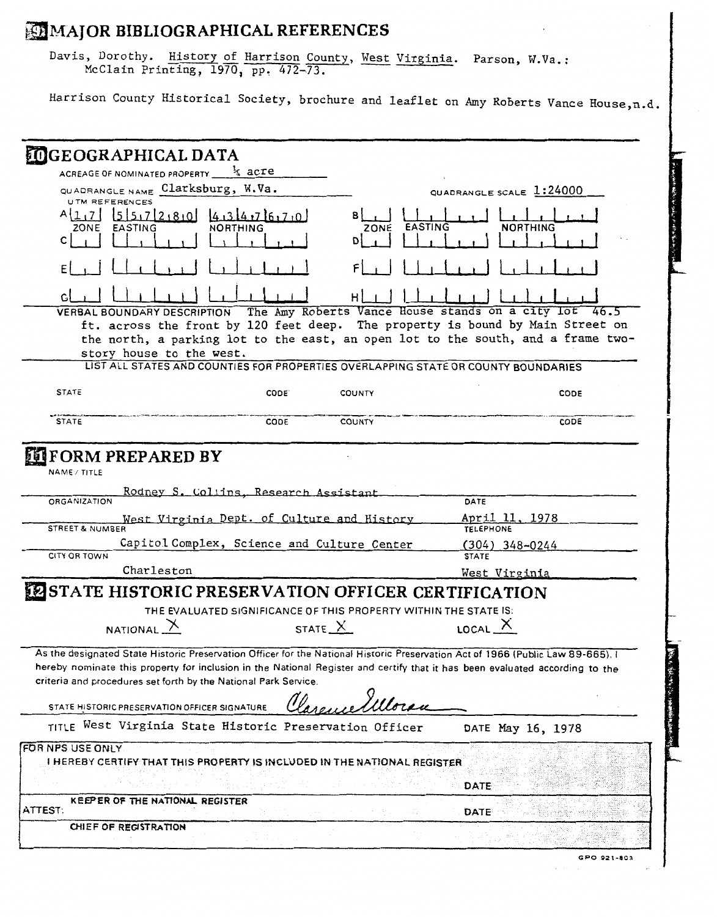## 9 MAJOR BIBLIOGRAPHICAL REFERENCES

Davis, Dorothy. History of Harrison County, West Virginia. Parson, W.Va.: McClain Printing, 1970, pp. 472-73.

Harrison County Historical Society, brochure and leaflet on Amy Roberts Vance House, n.d.

## 10 GEOGRAPHICAL DATA

ACREAGE OF NOMINATED PROPERTY ¼ acre

QUADRANGLE NAME Clarksburg, W.Va.

QUADRANGLE SCALE 1:24000

UTM REFERENCES

| | ZONE | EASTING | NORTHING |
|---|---|---|---|
| A | 17 | 557280 | 4347670 |
| B | | | |
| C | | | |
| D | | | |
| E | | | |
| F | | | |
| G | | | |
| H | | | |

VERBAL BOUNDARY DESCRIPTION The Amy Roberts Vance House stands on a city lot 46.5 ft. across the front by 120 feet deep. The property is bound by Main Street on the north, a parking lot to the east, an open lot to the south, and a frame two-story house to the west.

LIST ALL STATES AND COUNTIES FOR PROPERTIES OVERLAPPING STATE OR COUNTY BOUNDARIES

| STATE | CODE | COUNTY | CODE |
|---|---|---|---|
| | | | |
| | | | |

## 11 FORM PREPARED BY

NAME / TITLE
Rodney S. Collins, Research Assistant

ORGANIZATION
West Virginia Dept. of Culture and History

DATE
April 11, 1978

STREET & NUMBER
Capitol Complex, Science and Culture Center

TELEPHONE
(304) 348-0244

CITY OR TOWN
Charleston

STATE
West Virginia

## 12 STATE HISTORIC PRESERVATION OFFICER CERTIFICATION

THE EVALUATED SIGNIFICANCE OF THIS PROPERTY WITHIN THE STATE IS:

NATIONAL X  STATE X  LOCAL X

As the designated State Historic Preservation Officer for the National Historic Preservation Act of 1966 (Public Law 89-665), I hereby nominate this property for inclusion in the National Register and certify that it has been evaluated according to the criteria and procedures set forth by the National Park Service.

STATE HISTORIC PRESERVATION OFFICER SIGNATURE Clarence Moran

TITLE West Virginia State Historic Preservation Officer DATE May 16, 1978

FOR NPS USE ONLY
I HEREBY CERTIFY THAT THIS PROPERTY IS INCLUDED IN THE NATIONAL REGISTER

DATE

KEEPER OF THE NATIONAL REGISTER

ATTEST: DATE

CHIEF OF REGISTRATION

GPO 921-803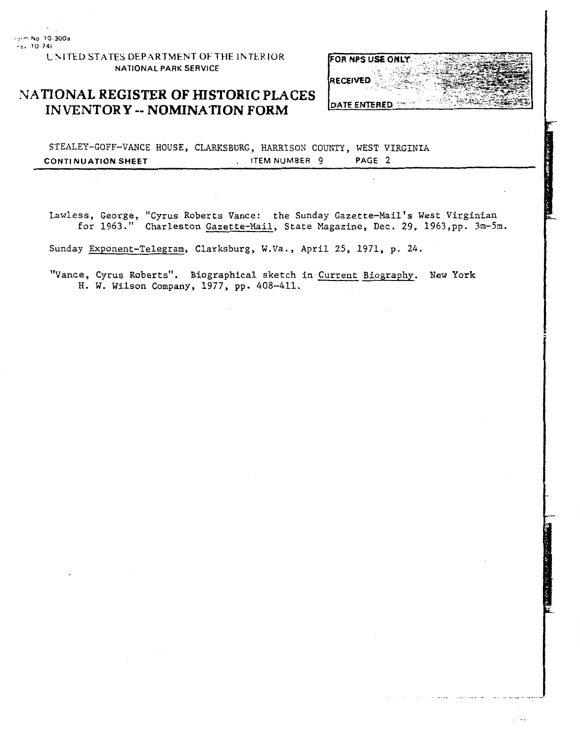STEALEY-GOFF-VANCE HOUSE, CLARKSBURG, HARRISON COUNTY, WEST VIRGINIA

CONTINUATION SHEET . ITEM NUMBER 9 PAGE 2

Lawless, George, "Cyrus Roberts Vance: the Sunday Gazette-Mail's West Virginian for 1963." Charleston Gazette-Mail, State Magazine, Dec. 29, 1963,pp. 3m-5m.

Sunday Exponent-Telegram, Clarksburg, W.Va., April 25, 1971, p. 24.

"Vance, Cyrus Roberts". Biographical sketch in Current Biography. New York H. W. Wilson Company, 1977, pp. 408-411.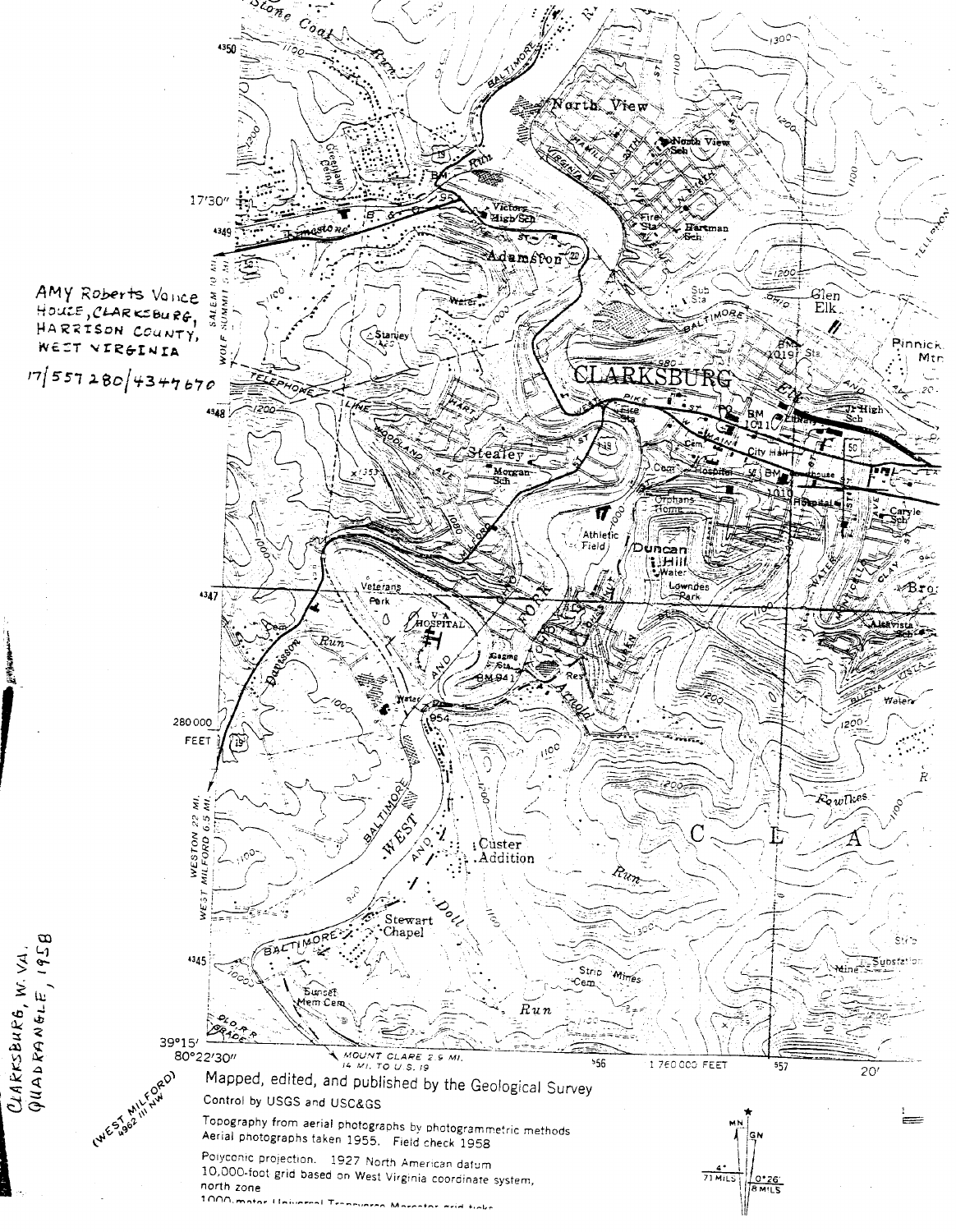AMY Roberts Vance House, CLARKSBURG, HARRISON COUNTY, WEST VIRGINIA

17/557280/4347670

CLARKSBURG, W. VA. QUADRANGLE, 1958

(WEST MILFORD) 4962 III NW

Mapped, edited, and published by the Geological Survey

Control by USGS and USC&GS

Topography from aerial photographs by photogrammetric methods
Aerial photographs taken 1955. Field check 1958

Polyconic projection. 1927 North American datum
10,000-foot grid based on West Virginia coordinate system, north zone
1000-meter Universal Transverse Mercator grid ticks